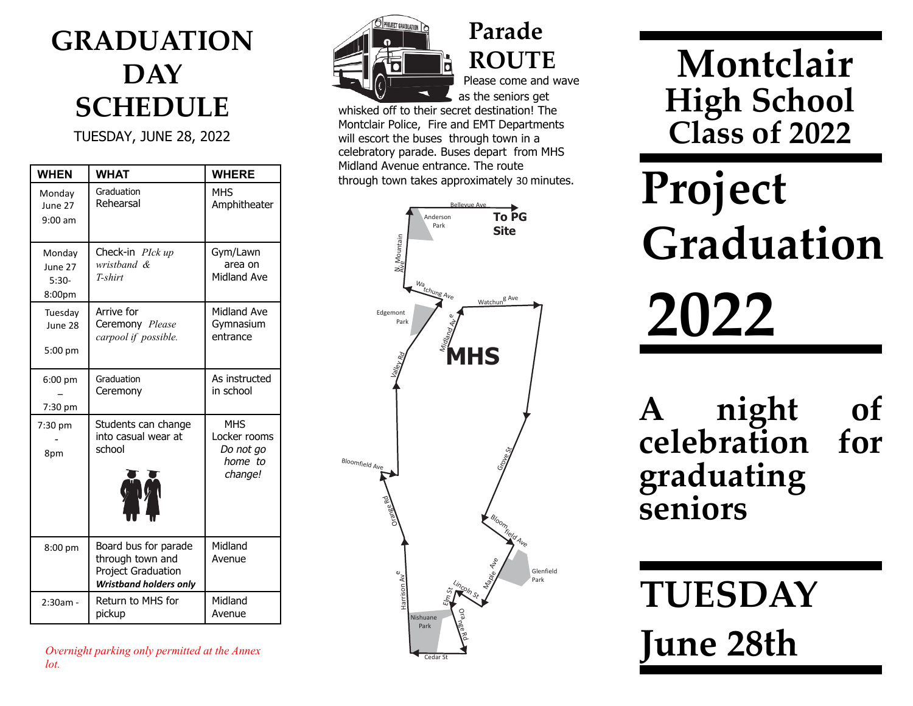# GRADUATION DAY SCHEDULE

TUESDAY, JUNE 28, 2022

| WHEN | WHAT | WHERE |
|---|---|---|
| Monday June 27 9:00 am | Graduation Rehearsal | MHS Amphitheater |
| Monday June 27 5:30-8:00pm | Check-in *PIck up wristband & T-shirt* | Gym/Lawn area on Midland Ave |
| Tuesday June 28 5:00 pm | Arrive for Ceremony *Please carpool if possible.* | Midland Ave Gymnasium entrance |
| 6:00 pm – 7:30 pm | Graduation Ceremony | As instructed in school |
| 7:30 pm - 8pm | Students can change into casual wear at school | MHS Locker rooms *Do not go home to change!* |
| 8:00 pm | Board bus for parade through town and Project Graduation ***Wristband holders only*** | Midland Avenue |
| 2:30am - | Return to MHS for pickup | Midland Avenue |

*Overnight parking only permitted at the Annex lot.*

## Parade ROUTE

Please come and wave as the seniors get whisked off to their secret destination! The Montclair Police, Fire and EMT Departments will escort the buses through town in a celebratory parade. Buses depart from MHS Midland Avenue entrance. The route through town takes approximately 30 minutes.

Bellevue Ave, Anderson Park, **To PG Site**, N. Mountain Ave, Watchung Ave, Edgemont Park, Midland Ave, **MHS**, Valley Rd, Bloomfield Ave, Grove St, Orange Rd, Bloomfield Ave, Glenfield Park, Maple Ave, Harrison Ave, Lincoln St, Elm St, Orange Rd, Nishuane Park, Cedar St

# Montclair High School Class of 2022

# Project Graduation 2022

## A night of celebration for graduating seniors

## TUESDAY June 28th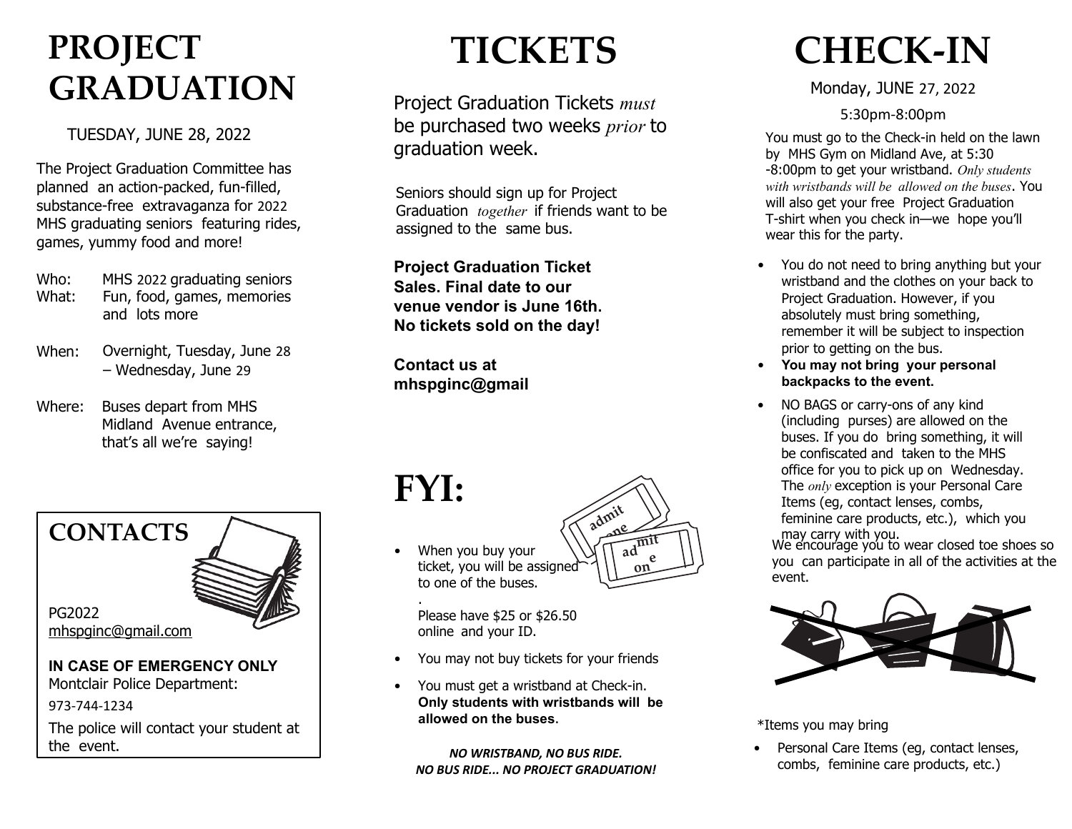# PROJECT GRADUATION

TUESDAY, JUNE 28, 2022

The Project Graduation Committee has planned an action-packed, fun-filled, substance-free extravaganza for 2022 MHS graduating seniors featuring rides, games, yummy food and more!

Who: MHS 2022 graduating seniors

What: Fun, food, games, memories and lots more

When: Overnight, Tuesday, June 28 – Wednesday, June 29

Where: Buses depart from MHS Midland Avenue entrance, that's all we're saying!

## CONTACTS

PG2022
mhspginc@gmail.com

**IN CASE OF EMERGENCY ONLY**
Montclair Police Department:

973-744-1234

The police will contact your student at the event.

# TICKETS

Project Graduation Tickets *must* be purchased two weeks *prior* to graduation week.

Seniors should sign up for Project Graduation *together* if friends want to be assigned to the same bus.

**Project Graduation Ticket Sales. Final date to our venue vendor is June 16th. No tickets sold on the day!**

**Contact us at mhspginc@gmail**

# FYI:

- When you buy your ticket, you will be assigned to one of the buses.
  .
  Please have $25 or $26.50 online and your ID.
- You may not buy tickets for your friends
- You must get a wristband at Check-in. **Only students with wristbands will be allowed on the buses**.

***NO WRISTBAND, NO BUS RIDE. NO BUS RIDE... NO PROJECT GRADUATION!***

# CHECK-IN

Monday, JUNE 27, 2022

5:30pm-8:00pm

You must go to the Check-in held on the lawn by MHS Gym on Midland Ave, at 5:30 -8:00pm to get your wristband. *Only students with wristbands will be allowed on the buses*. You will also get your free Project Graduation T-shirt when you check in—we hope you'll wear this for the party.

- You do not need to bring anything but your wristband and the clothes on your back to Project Graduation. However, if you absolutely must bring something, remember it will be subject to inspection prior to getting on the bus.
- **You may not bring your personal backpacks to the event.**
- NO BAGS or carry-ons of any kind (including purses) are allowed on the buses. If you do bring something, it will be confiscated and taken to the MHS office for you to pick up on Wednesday. The *only* exception is your Personal Care Items (eg, contact lenses, combs, feminine care products, etc.), which you may carry with you.

We encourage you to wear closed toe shoes so you can participate in all of the activities at the event.

*Items you may bring

- Personal Care Items (eg, contact lenses, combs, feminine care products, etc.)